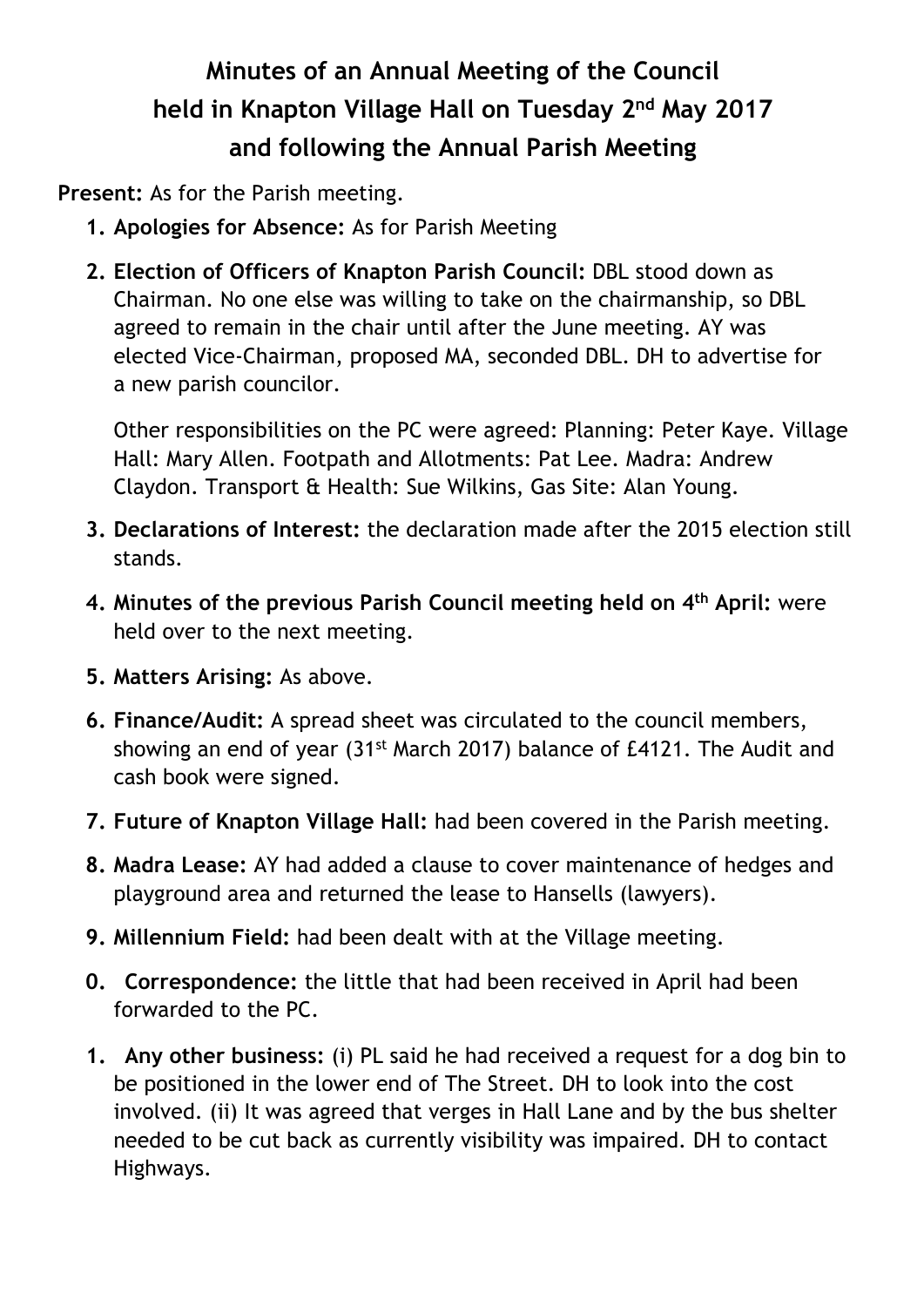# Minutes of an Annual Meeting of the Council held in Knapton Village Hall on Tuesday 2nd May 2017 and following the Annual Parish Meeting

**Present:** As for the Parish meeting.

1. **Apologies for Absence:** As for Parish Meeting
2. **Election of Officers of Knapton Parish Council:** DBL stood down as Chairman. No one else was willing to take on the chairmanship, so DBL agreed to remain in the chair until after the June meeting. AY was elected Vice-Chairman, proposed MA, seconded DBL. DH to advertise for a new parish councilor.

   Other responsibilities on the PC were agreed: Planning: Peter Kaye. Village Hall: Mary Allen. Footpath and Allotments: Pat Lee. Madra: Andrew Claydon. Transport & Health: Sue Wilkins, Gas Site: Alan Young.
3. **Declarations of Interest:** the declaration made after the 2015 election still stands.
4. **Minutes of the previous Parish Council meeting held on 4th April:** were held over to the next meeting.
5. **Matters Arising:** As above.
6. **Finance/Audit:** A spread sheet was circulated to the council members, showing an end of year (31st March 2017) balance of £4121. The Audit and cash book were signed.
7. **Future of Knapton Village Hall:** had been covered in the Parish meeting.
8. **Madra Lease:** AY had added a clause to cover maintenance of hedges and playground area and returned the lease to Hansells (lawyers).
9. **Millennium Field:** had been dealt with at the Village meeting.

0. **Correspondence:** the little that had been received in April had been forwarded to the PC.
1. **Any other business:** (i) PL said he had received a request for a dog bin to be positioned in the lower end of The Street. DH to look into the cost involved. (ii) It was agreed that verges in Hall Lane and by the bus shelter needed to be cut back as currently visibility was impaired. DH to contact Highways.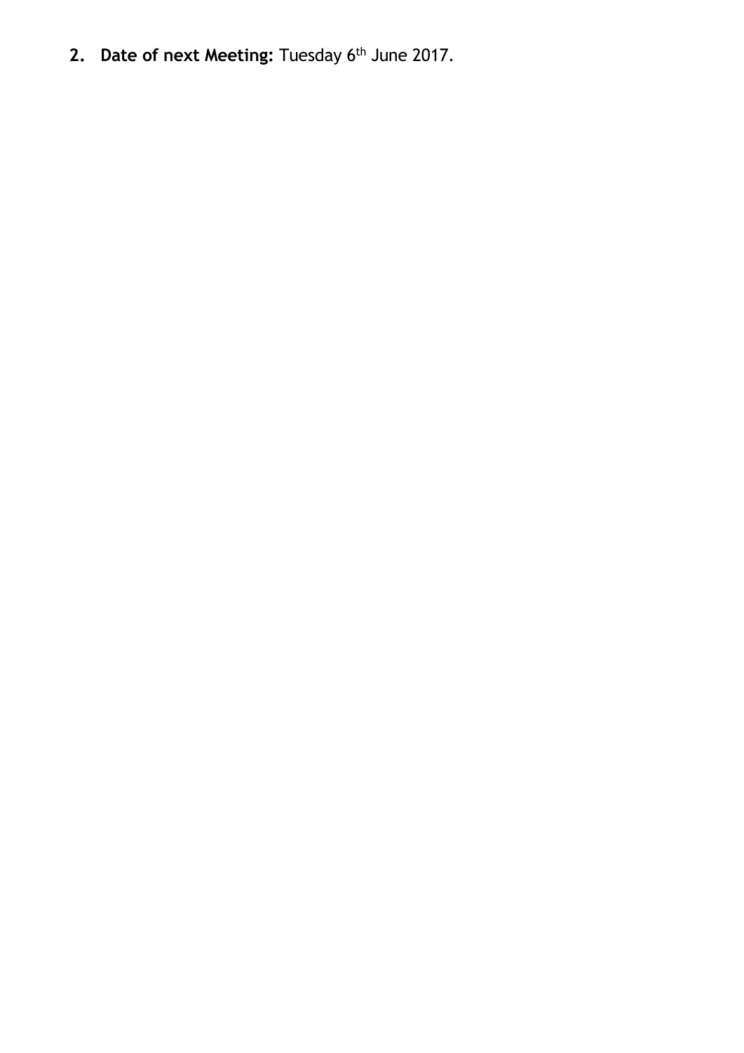2. **Date of next Meeting:** Tuesday 6th June 2017.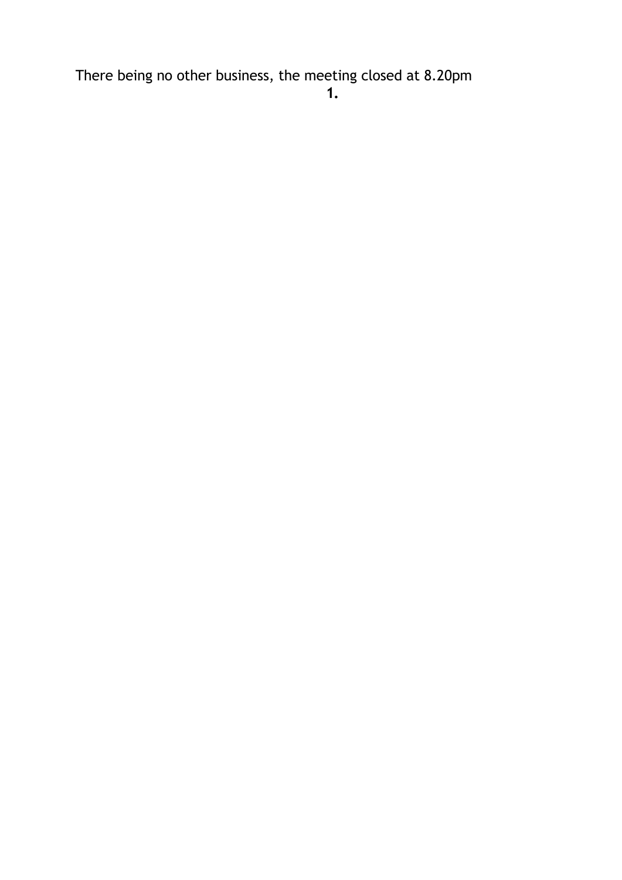There being no other business, the meeting closed at 8.20pm

**1.**